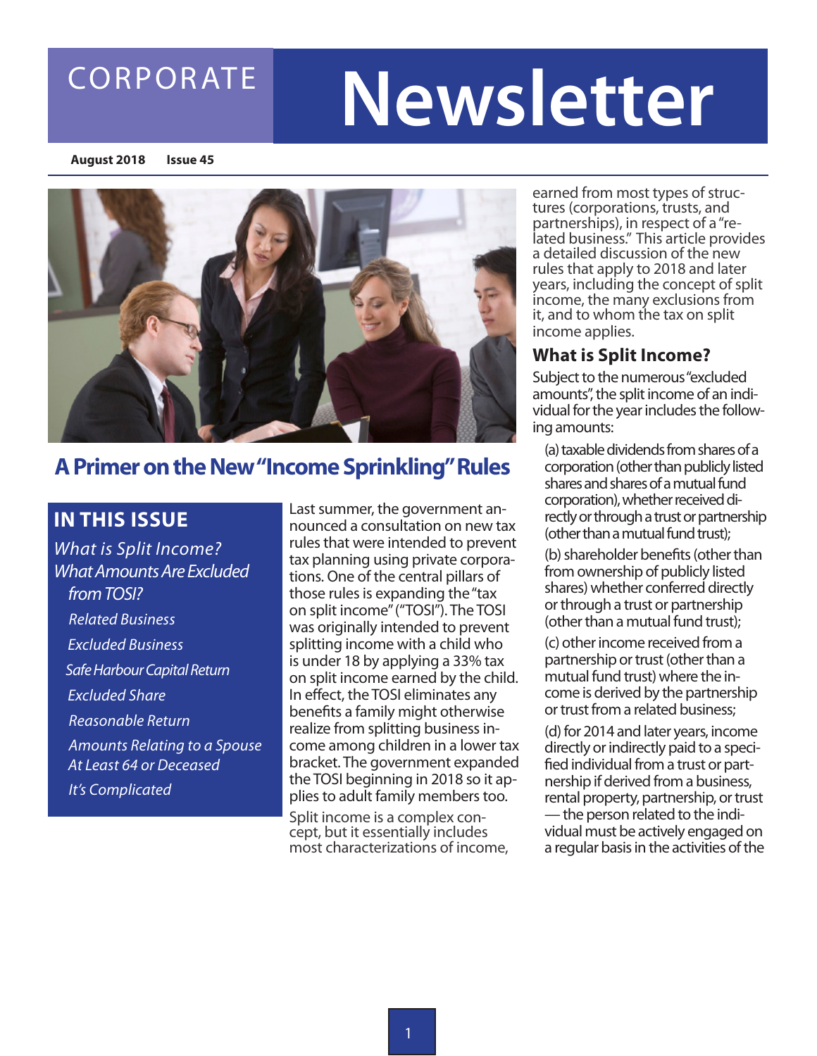# CORPORATE Newsletter

**August 2018** **Issue 45**

## A Primer on the New "Income Sprinkling" Rules

### IN THIS ISSUE

*What is Split Income?*

*What Amounts Are Excluded from TOSI?*

- *Related Business*
- *Excluded Business*
- *Safe Harbour Capital Return*
- *Excluded Share*
- *Reasonable Return*
- *Amounts Relating to a Spouse At Least 64 or Deceased*
- *It's Complicated*

Last summer, the government announced a consultation on new tax rules that were intended to prevent tax planning using private corporations. One of the central pillars of those rules is expanding the "tax on split income" ("TOSI"). The TOSI was originally intended to prevent splitting income with a child who is under 18 by applying a 33% tax on split income earned by the child. In effect, the TOSI eliminates any benefits a family might otherwise realize from splitting business income among children in a lower tax bracket. The government expanded the TOSI beginning in 2018 so it applies to adult family members too.

Split income is a complex concept, but it essentially includes most characterizations of income, earned from most types of structures (corporations, trusts, and partnerships), in respect of a "related business." This article provides a detailed discussion of the new rules that apply to 2018 and later years, including the concept of split income, the many exclusions from it, and to whom the tax on split income applies.

### What is Split Income?

Subject to the numerous "excluded amounts", the split income of an individual for the year includes the following amounts:

(a) taxable dividends from shares of a corporation (other than publicly listed shares and shares of a mutual fund corporation), whether received directly or through a trust or partnership (other than a mutual fund trust);

(b) shareholder benefits (other than from ownership of publicly listed shares) whether conferred directly or through a trust or partnership (other than a mutual fund trust);

(c) other income received from a partnership or trust (other than a mutual fund trust) where the income is derived by the partnership or trust from a related business;

(d) for 2014 and later years, income directly or indirectly paid to a specified individual from a trust or partnership if derived from a business, rental property, partnership, or trust — the person related to the individual must be actively engaged on a regular basis in the activities of the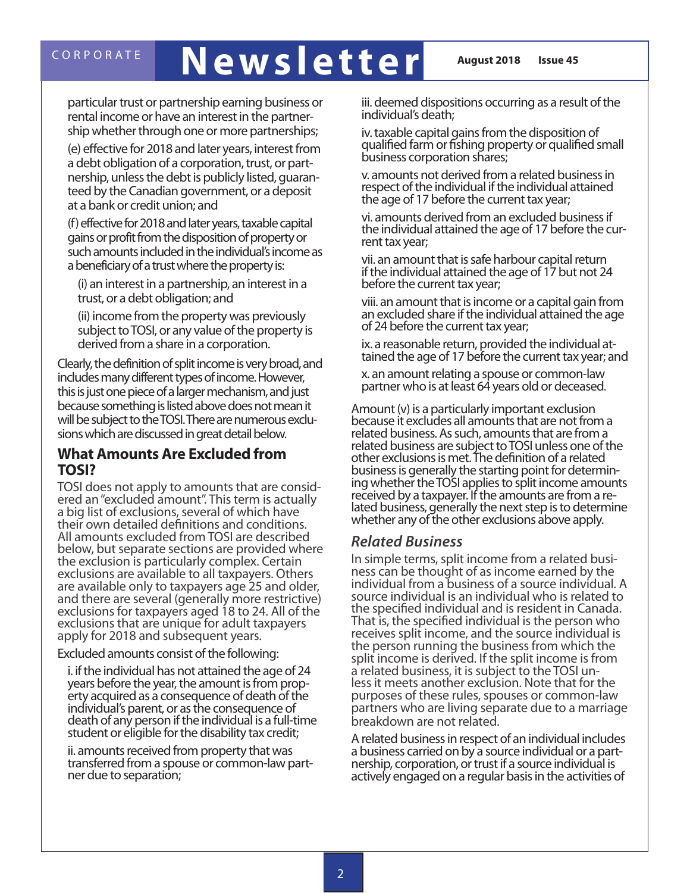particular trust or partnership earning business or rental income or have an interest in the partnership whether through one or more partnerships;

(e) effective for 2018 and later years, interest from a debt obligation of a corporation, trust, or partnership, unless the debt is publicly listed, guaranteed by the Canadian government, or a deposit at a bank or credit union; and

(f) effective for 2018 and later years, taxable capital gains or profit from the disposition of property or such amounts included in the individual's income as a beneficiary of a trust where the property is:

(i) an interest in a partnership, an interest in a trust, or a debt obligation; and

(ii) income from the property was previously subject to TOSI, or any value of the property is derived from a share in a corporation.

Clearly, the definition of split income is very broad, and includes many different types of income. However, this is just one piece of a larger mechanism, and just because something is listed above does not mean it will be subject to the TOSI. There are numerous exclusions which are discussed in great detail below.

## What Amounts Are Excluded from TOSI?

TOSI does not apply to amounts that are considered an "excluded amount". This term is actually a big list of exclusions, several of which have their own detailed definitions and conditions. All amounts excluded from TOSI are described below, but separate sections are provided where the exclusion is particularly complex. Certain exclusions are available to all taxpayers. Others are available only to taxpayers age 25 and older, and there are several (generally more restrictive) exclusions for taxpayers aged 18 to 24. All of the exclusions that are unique for adult taxpayers apply for 2018 and subsequent years.

Excluded amounts consist of the following:

i. if the individual has not attained the age of 24 years before the year, the amount is from property acquired as a consequence of death of the individual's parent, or as the consequence of death of any person if the individual is a full-time student or eligible for the disability tax credit;

ii. amounts received from property that was transferred from a spouse or common-law partner due to separation;

iii. deemed dispositions occurring as a result of the individual's death;

iv. taxable capital gains from the disposition of qualified farm or fishing property or qualified small business corporation shares;

v. amounts not derived from a related business in respect of the individual if the individual attained the age of 17 before the current tax year;

vi. amounts derived from an excluded business if the individual attained the age of 17 before the current tax year;

vii. an amount that is safe harbour capital return if the individual attained the age of 17 but not 24 before the current tax year;

viii. an amount that is income or a capital gain from an excluded share if the individual attained the age of 24 before the current tax year;

ix. a reasonable return, provided the individual attained the age of 17 before the current tax year; and

x. an amount relating a spouse or common-law partner who is at least 64 years old or deceased.

Amount (v) is a particularly important exclusion because it excludes all amounts that are not from a related business. As such, amounts that are from a related business are subject to TOSI unless one of the other exclusions is met. The definition of a related business is generally the starting point for determining whether the TOSI applies to split income amounts received by a taxpayer. If the amounts are from a related business, generally the next step is to determine whether any of the other exclusions above apply.

### *Related Business*

In simple terms, split income from a related business can be thought of as income earned by the individual from a business of a source individual. A source individual is an individual who is related to the specified individual and is resident in Canada. That is, the specified individual is the person who receives split income, and the source individual is the person running the business from which the split income is derived. If the split income is from a related business, it is subject to the TOSI unless it meets another exclusion. Note that for the purposes of these rules, spouses or common-law partners who are living separate due to a marriage breakdown are not related.

A related business in respect of an individual includes a business carried on by a source individual or a partnership, corporation, or trust if a source individual is actively engaged on a regular basis in the activities of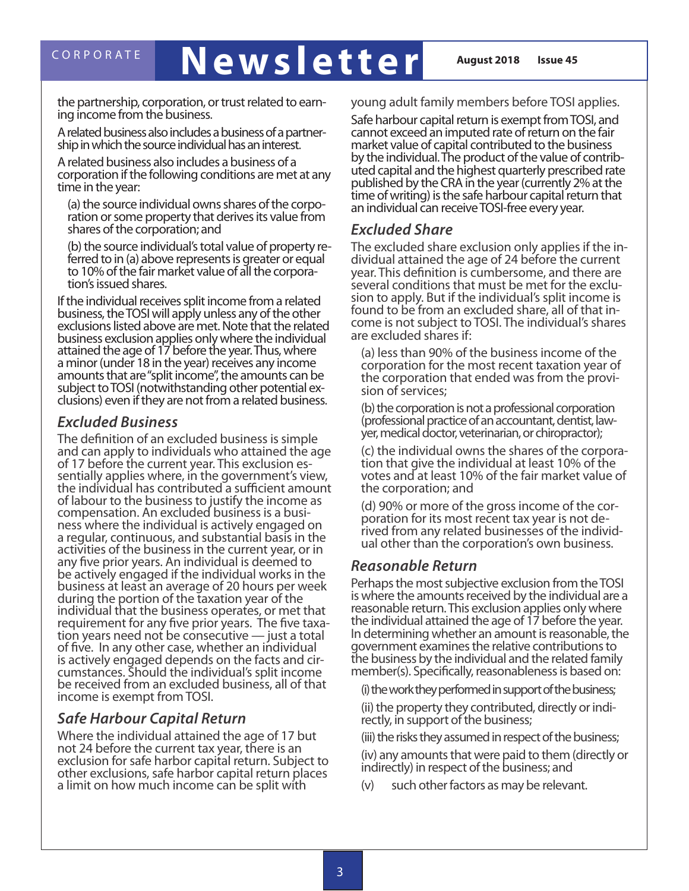the partnership, corporation, or trust related to earning income from the business.

A related business also includes a business of a partnership in which the source individual has an interest.

A related business also includes a business of a corporation if the following conditions are met at any time in the year:

(a) the source individual owns shares of the corporation or some property that derives its value from shares of the corporation; and

(b) the source individual's total value of property referred to in (a) above represents is greater or equal to 10% of the fair market value of all the corporation's issued shares.

If the individual receives split income from a related business, the TOSI will apply unless any of the other exclusions listed above are met. Note that the related business exclusion applies only where the individual attained the age of 17 before the year. Thus, where a minor (under 18 in the year) receives any income amounts that are "split income", the amounts can be subject to TOSI (notwithstanding other potential exclusions) even if they are not from a related business.

### *Excluded Business*

The definition of an excluded business is simple and can apply to individuals who attained the age of 17 before the current year. This exclusion essentially applies where, in the government's view, the individual has contributed a sufficient amount of labour to the business to justify the income as compensation. An excluded business is a business where the individual is actively engaged on a regular, continuous, and substantial basis in the activities of the business in the current year, or in any five prior years. An individual is deemed to be actively engaged if the individual works in the business at least an average of 20 hours per week during the portion of the taxation year of the individual that the business operates, or met that requirement for any five prior years. The five taxation years need not be consecutive — just a total of five. In any other case, whether an individual is actively engaged depends on the facts and circumstances. Should the individual's split income be received from an excluded business, all of that income is exempt from TOSI.

### *Safe Harbour Capital Return*

Where the individual attained the age of 17 but not 24 before the current tax year, there is an exclusion for safe harbor capital return. Subject to other exclusions, safe harbor capital return places a limit on how much income can be split with young adult family members before TOSI applies.

Safe harbour capital return is exempt from TOSI, and cannot exceed an imputed rate of return on the fair market value of capital contributed to the business by the individual. The product of the value of contributed capital and the highest quarterly prescribed rate published by the CRA in the year (currently 2% at the time of writing) is the safe harbour capital return that an individual can receive TOSI-free every year.

### *Excluded Share*

The excluded share exclusion only applies if the individual attained the age of 24 before the current year. This definition is cumbersome, and there are several conditions that must be met for the exclusion to apply. But if the individual's split income is found to be from an excluded share, all of that income is not subject to TOSI. The individual's shares are excluded shares if:

(a) less than 90% of the business income of the corporation for the most recent taxation year of the corporation that ended was from the provision of services;

(b) the corporation is not a professional corporation (professional practice of an accountant, dentist, lawyer, medical doctor, veterinarian, or chiropractor);

(c) the individual owns the shares of the corporation that give the individual at least 10% of the votes and at least 10% of the fair market value of the corporation; and

(d) 90% or more of the gross income of the corporation for its most recent tax year is not derived from any related businesses of the individual other than the corporation's own business.

### *Reasonable Return*

Perhaps the most subjective exclusion from the TOSI is where the amounts received by the individual are a reasonable return. This exclusion applies only where the individual attained the age of 17 before the year. In determining whether an amount is reasonable, the government examines the relative contributions to the business by the individual and the related family member(s). Specifically, reasonableness is based on:

(i) the work they performed in support of the business;

(ii) the property they contributed, directly or indirectly, in support of the business;

(iii) the risks they assumed in respect of the business;

(iv) any amounts that were paid to them (directly or indirectly) in respect of the business; and

(v) such other factors as may be relevant.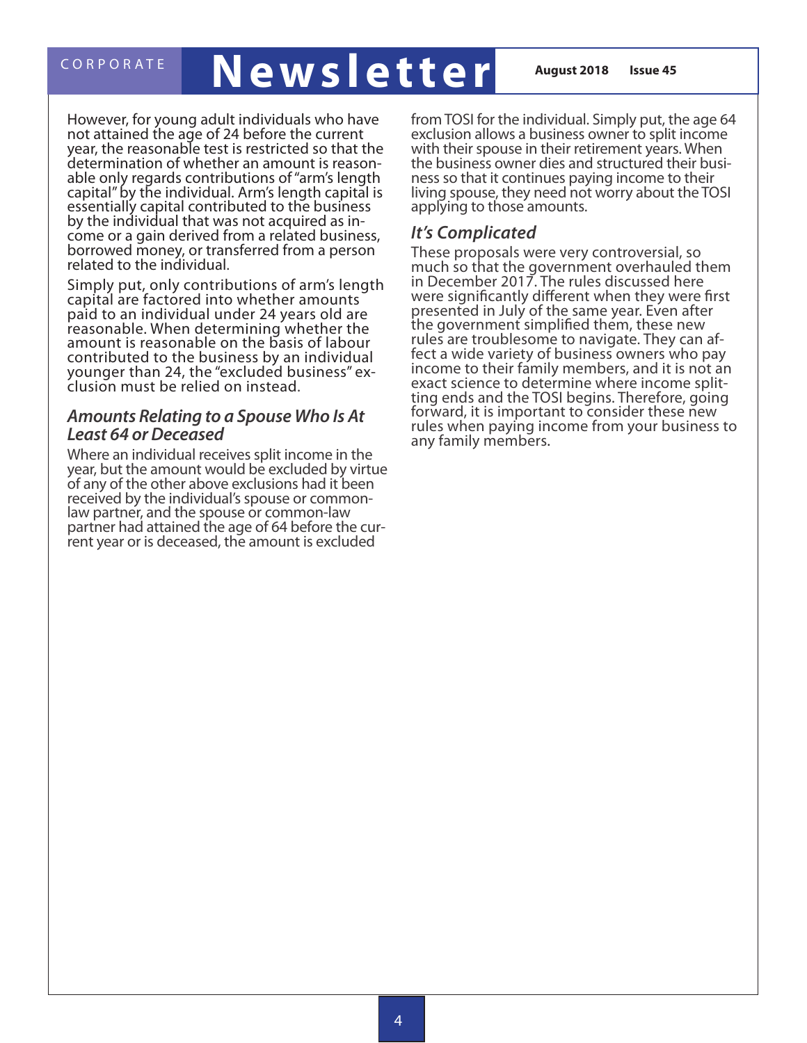However, for young adult individuals who have not attained the age of 24 before the current year, the reasonable test is restricted so that the determination of whether an amount is reasonable only regards contributions of "arm's length capital" by the individual. Arm's length capital is essentially capital contributed to the business by the individual that was not acquired as income or a gain derived from a related business, borrowed money, or transferred from a person related to the individual.

Simply put, only contributions of arm's length capital are factored into whether amounts paid to an individual under 24 years old are reasonable. When determining whether the amount is reasonable on the basis of labour contributed to the business by an individual younger than 24, the "excluded business" exclusion must be relied on instead.

### *Amounts Relating to a Spouse Who Is At Least 64 or Deceased*

Where an individual receives split income in the year, but the amount would be excluded by virtue of any of the other above exclusions had it been received by the individual's spouse or common-law partner, and the spouse or common-law partner had attained the age of 64 before the current year or is deceased, the amount is excluded from TOSI for the individual. Simply put, the age 64 exclusion allows a business owner to split income with their spouse in their retirement years. When the business owner dies and structured their business so that it continues paying income to their living spouse, they need not worry about the TOSI applying to those amounts.

### *It's Complicated*

These proposals were very controversial, so much so that the government overhauled them in December 2017. The rules discussed here were significantly different when they were first presented in July of the same year. Even after the government simplified them, these new rules are troublesome to navigate. They can affect a wide variety of business owners who pay income to their family members, and it is not an exact science to determine where income splitting ends and the TOSI begins. Therefore, going forward, it is important to consider these new rules when paying income from your business to any family members.